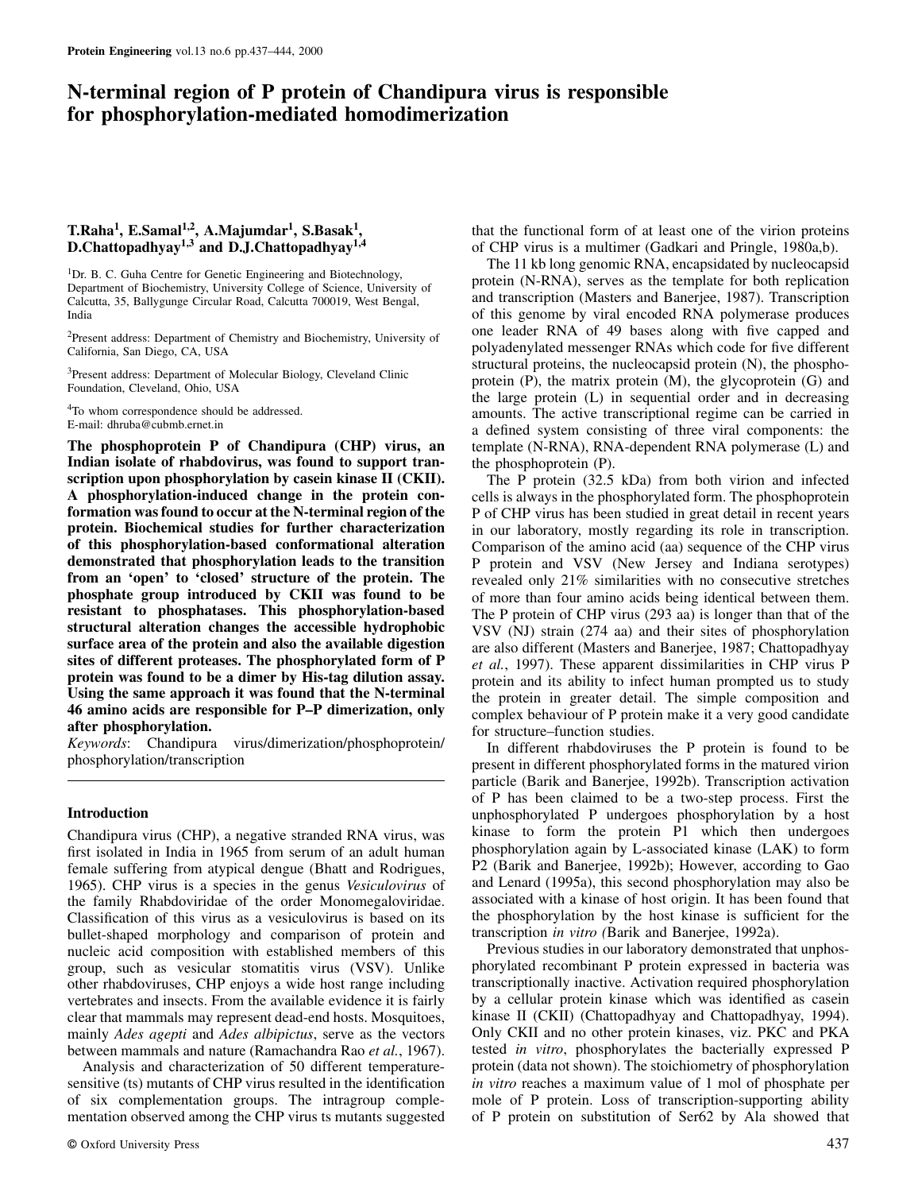# N-terminal region of P protein of Chandipura virus is responsible for phosphorylation-mediated homodimerization

**T.Raha[1], E.Samal[1,2], A.Majumdar[1], S.Basak[1], D.Chattopadhyay[1,3] and D.J.Chattopadhyay[1,4]**

[1]Dr. B. C. Guha Centre for Genetic Engineering and Biotechnology, Department of Biochemistry, University College of Science, University of Calcutta, 35, Ballygunge Circular Road, Calcutta 700019, West Bengal, India

[2]Present address: Department of Chemistry and Biochemistry, University of California, San Diego, CA, USA

[3]Present address: Department of Molecular Biology, Cleveland Clinic Foundation, Cleveland, Ohio, USA

[4]To whom correspondence should be addressed.
E-mail: dhruba@cubmb.ernet.in

**The phosphoprotein P of Chandipura (CHP) virus, an Indian isolate of rhabdovirus, was found to support transcription upon phosphorylation by casein kinase II (CKII). A phosphorylation-induced change in the protein conformation was found to occur at the N-terminal region of the protein. Biochemical studies for further characterization of this phosphorylation-based conformational alteration demonstrated that phosphorylation leads to the transition from an 'open' to 'closed' structure of the protein. The phosphate group introduced by CKII was found to be resistant to phosphatases. This phosphorylation-based structural alteration changes the accessible hydrophobic surface area of the protein and also the available digestion sites of different proteases. The phosphorylated form of P protein was found to be a dimer by His-tag dilution assay. Using the same approach it was found that the N-terminal 46 amino acids are responsible for P–P dimerization, only after phosphorylation.**

*Keywords*: Chandipura virus/dimerization/phosphoprotein/phosphorylation/transcription

## Introduction

Chandipura virus (CHP), a negative stranded RNA virus, was first isolated in India in 1965 from serum of an adult human female suffering from atypical dengue (Bhatt and Rodrigues, 1965). CHP virus is a species in the genus *Vesiculovirus* of the family Rhabdoviridae of the order Monomegaloviridae. Classification of this virus as a vesiculovirus is based on its bullet-shaped morphology and comparison of protein and nucleic acid composition with established members of this group, such as vesicular stomatitis virus (VSV). Unlike other rhabdoviruses, CHP enjoys a wide host range including vertebrates and insects. From the available evidence it is fairly clear that mammals may represent dead-end hosts. Mosquitoes, mainly *Ades agepti* and *Ades albipictus*, serve as the vectors between mammals and nature (Ramachandra Rao *et al.*, 1967).

Analysis and characterization of 50 different temperature-sensitive (ts) mutants of CHP virus resulted in the identification of six complementation groups. The intragroup complementation observed among the CHP virus ts mutants suggested that the functional form of at least one of the virion proteins of CHP virus is a multimer (Gadkari and Pringle, 1980a,b).

The 11 kb long genomic RNA, encapsidated by nucleocapsid protein (N-RNA), serves as the template for both replication and transcription (Masters and Banerjee, 1987). Transcription of this genome by viral encoded RNA polymerase produces one leader RNA of 49 bases along with five capped and polyadenylated messenger RNAs which code for five different structural proteins, the nucleocapsid protein (N), the phosphoprotein (P), the matrix protein (M), the glycoprotein (G) and the large protein (L) in sequential order and in decreasing amounts. The active transcriptional regime can be carried in a defined system consisting of three viral components: the template (N-RNA), RNA-dependent RNA polymerase (L) and the phosphoprotein (P).

The P protein (32.5 kDa) from both virion and infected cells is always in the phosphorylated form. The phosphoprotein P of CHP virus has been studied in great detail in recent years in our laboratory, mostly regarding its role in transcription. Comparison of the amino acid (aa) sequence of the CHP virus P protein and VSV (New Jersey and Indiana serotypes) revealed only 21% similarities with no consecutive stretches of more than four amino acids being identical between them. The P protein of CHP virus (293 aa) is longer than that of the VSV (NJ) strain (274 aa) and their sites of phosphorylation are also different (Masters and Banerjee, 1987; Chattopadhyay *et al.*, 1997). These apparent dissimilarities in CHP virus P protein and its ability to infect human prompted us to study the protein in greater detail. The simple composition and complex behaviour of P protein make it a very good candidate for structure–function studies.

In different rhabdoviruses the P protein is found to be present in different phosphorylated forms in the matured virion particle (Barik and Banerjee, 1992b). Transcription activation of P has been claimed to be a two-step process. First the unphosphorylated P undergoes phosphorylation by a host kinase to form the protein P1 which then undergoes phosphorylation again by L-associated kinase (LAK) to form P2 (Barik and Banerjee, 1992b); However, according to Gao and Lenard (1995a), this second phosphorylation may also be associated with a kinase of host origin. It has been found that the phosphorylation by the host kinase is sufficient for the transcription *in vitro (*Barik and Banerjee, 1992a).

Previous studies in our laboratory demonstrated that unphosphorylated recombinant P protein expressed in bacteria was transcriptionally inactive. Activation required phosphorylation by a cellular protein kinase which was identified as casein kinase II (CKII) (Chattopadhyay and Chattopadhyay, 1994). Only CKII and no other protein kinases, viz. PKC and PKA tested *in vitro*, phosphorylates the bacterially expressed P protein (data not shown). The stoichiometry of phosphorylation *in vitro* reaches a maximum value of 1 mol of phosphate per mole of P protein. Loss of transcription-supporting ability of P protein on substitution of Ser62 by Ala showed that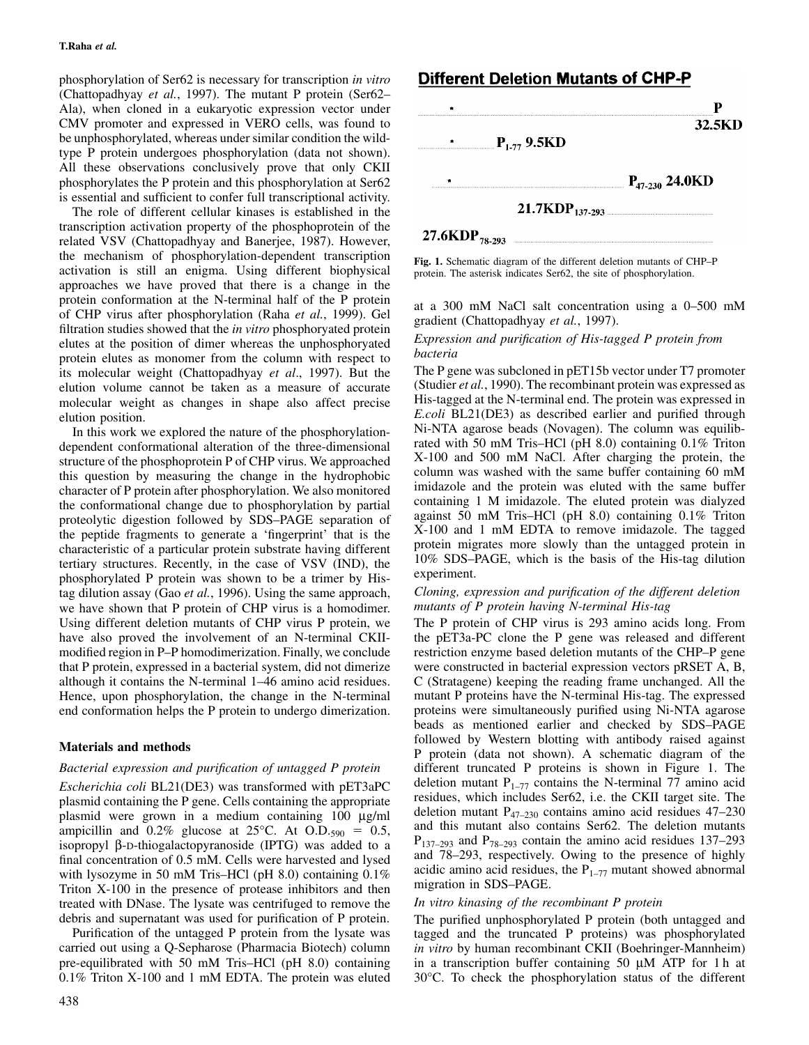phosphorylation of Ser62 is necessary for transcription *in vitro* (Chattopadhyay *et al.*, 1997). The mutant P protein (Ser62–Ala), when cloned in a eukaryotic expression vector under CMV promoter and expressed in VERO cells, was found to be unphosphorylated, whereas under similar condition the wild-type P protein undergoes phosphorylation (data not shown). All these observations conclusively prove that only CKII phosphorylates the P protein and this phosphorylation at Ser62 is essential and sufficient to confer full transcriptional activity.

The role of different cellular kinases is established in the transcription activation property of the phosphoprotein of the related VSV (Chattopadhyay and Banerjee, 1987). However, the mechanism of phosphorylation-dependent transcription activation is still an enigma. Using different biophysical approaches we have proved that there is a change in the protein conformation at the N-terminal half of the P protein of CHP virus after phosphorylation (Raha *et al.*, 1999). Gel filtration studies showed that the *in vitro* phosphoryated protein elutes at the position of dimer whereas the unphosphoryated protein elutes as monomer from the column with respect to its molecular weight (Chattopadhyay *et al*., 1997). But the elution volume cannot be taken as a measure of accurate molecular weight as changes in shape also affect precise elution position.

In this work we explored the nature of the phosphorylation-dependent conformational alteration of the three-dimensional structure of the phosphoprotein P of CHP virus. We approached this question by measuring the change in the hydrophobic character of P protein after phosphorylation. We also monitored the conformational change due to phosphorylation by partial proteolytic digestion followed by SDS–PAGE separation of the peptide fragments to generate a 'fingerprint' that is the characteristic of a particular protein substrate having different tertiary structures. Recently, in the case of VSV (IND), the phosphorylated P protein was shown to be a trimer by His-tag dilution assay (Gao *et al.*, 1996). Using the same approach, we have shown that P protein of CHP virus is a homodimer. Using different deletion mutants of CHP virus P protein, we have also proved the involvement of an N-terminal CKII-modified region in P–P homodimerization. Finally, we conclude that P protein, expressed in a bacterial system, did not dimerize although it contains the N-terminal 1–46 amino acid residues. Hence, upon phosphorylation, the change in the N-terminal end conformation helps the P protein to undergo dimerization.

## Materials and methods

### *Bacterial expression and purification of untagged P protein*

*Escherichia coli* BL21(DE3) was transformed with pET3aPC plasmid containing the P gene. Cells containing the appropriate plasmid were grown in a medium containing 100 μg/ml ampicillin and 0.2% glucose at 25°C. At $O.D._{590} = 0.5$, isopropyl β-D-thiogalactopyranoside (IPTG) was added to a final concentration of 0.5 mM. Cells were harvested and lysed with lysozyme in 50 mM Tris–HCl (pH 8.0) containing 0.1% Triton X-100 in the presence of protease inhibitors and then treated with DNase. The lysate was centrifuged to remove the debris and supernatant was used for purification of P protein.

Purification of the untagged P protein from the lysate was carried out using a Q-Sepharose (Pharmacia Biotech) column pre-equilibrated with 50 mM Tris–HCl (pH 8.0) containing 0.1% Triton X-100 and 1 mM EDTA. The protein was eluted at a 300 mM NaCl salt concentration using a 0–500 mM gradient (Chattopadhyay *et al.*, 1997).

**Different Deletion Mutants of CHP-P**

P 32.5KD
$P_{1-77}$ 9.5KD
$P_{47-230}$ 24.0KD
21.7KD $P_{137-293}$
27.6KD $P_{78-293}$

**Fig. 1.** Schematic diagram of the different deletion mutants of CHP–P protein. The asterisk indicates Ser62, the site of phosphorylation.

### *Expression and purification of His-tagged P protein from bacteria*

The P gene was subcloned in pET15b vector under T7 promoter (Studier *et al.*, 1990). The recombinant protein was expressed as His-tagged at the N-terminal end. The protein was expressed in *E.coli* BL21(DE3) as described earlier and purified through Ni-NTA agarose beads (Novagen). The column was equilibrated with 50 mM Tris–HCl (pH 8.0) containing 0.1% Triton X-100 and 500 mM NaCl. After charging the protein, the column was washed with the same buffer containing 60 mM imidazole and the protein was eluted with the same buffer containing 1 M imidazole. The eluted protein was dialyzed against 50 mM Tris–HCl (pH 8.0) containing 0.1% Triton X-100 and 1 mM EDTA to remove imidazole. The tagged protein migrates more slowly than the untagged protein in 10% SDS–PAGE, which is the basis of the His-tag dilution experiment.

### *Cloning, expression and purification of the different deletion mutants of P protein having N-terminal His-tag*

The P protein of CHP virus is 293 amino acids long. From the pET3a-PC clone the P gene was released and different restriction enzyme based deletion mutants of the CHP–P gene were constructed in bacterial expression vectors pRSET A, B, C (Stratagene) keeping the reading frame unchanged. All the mutant P proteins have the N-terminal His-tag. The expressed proteins were simultaneously purified using Ni-NTA agarose beads as mentioned earlier and checked by SDS–PAGE followed by Western blotting with antibody raised against P protein (data not shown). A schematic diagram of the different truncated P proteins is shown in Figure 1. The deletion mutant $P_{1-77}$ contains the N-terminal 77 amino acid residues, which includes Ser62, i.e. the CKII target site. The deletion mutant $P_{47-230}$ contains amino acid residues 47–230 and this mutant also contains Ser62. The deletion mutants $P_{137-293}$ and $P_{78-293}$ contain the amino acid residues 137–293 and 78–293, respectively. Owing to the presence of highly acidic amino acid residues, the $P_{1-77}$ mutant showed abnormal migration in SDS–PAGE.

### *In vitro kinasing of the recombinant P protein*

The purified unphosphorylated P protein (both untagged and tagged and the truncated P proteins) was phosphorylated *in vitro* by human recombinant CKII (Boehringer-Mannheim) in a transcription buffer containing 50 μM ATP for 1 h at 30°C. To check the phosphorylation status of the different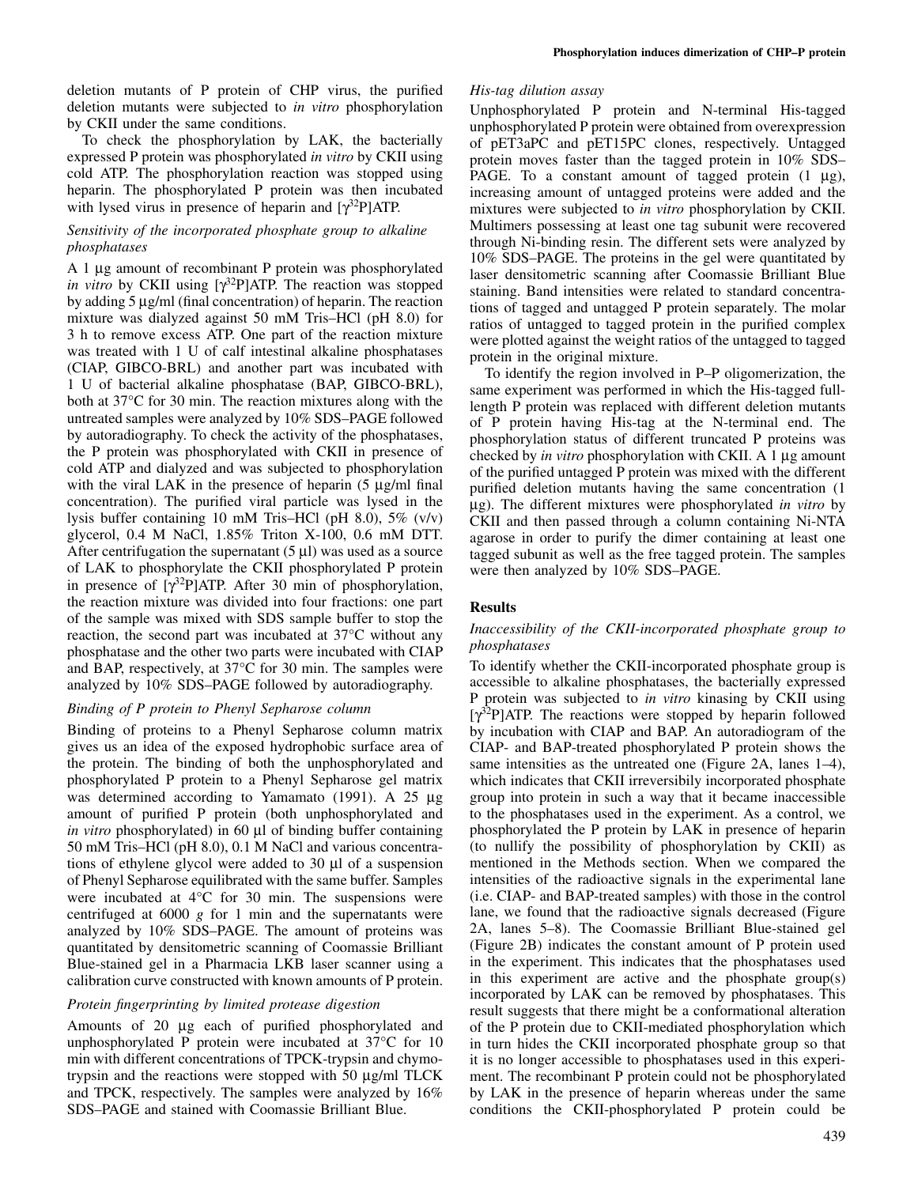deletion mutants of P protein of CHP virus, the purified deletion mutants were subjected to *in vitro* phosphorylation by CKII under the same conditions.

To check the phosphorylation by LAK, the bacterially expressed P protein was phosphorylated *in vitro* by CKII using cold ATP. The phosphorylation reaction was stopped using heparin. The phosphorylated P protein was then incubated with lysed virus in presence of heparin and [$\gamma^{32}$P]ATP.

### *Sensitivity of the incorporated phosphate group to alkaline phosphatases*

A 1 µg amount of recombinant P protein was phosphorylated *in vitro* by CKII using [$\gamma^{32}$P]ATP. The reaction was stopped by adding 5 µg/ml (final concentration) of heparin. The reaction mixture was dialyzed against 50 mM Tris–HCl (pH 8.0) for 3 h to remove excess ATP. One part of the reaction mixture was treated with 1 U of calf intestinal alkaline phosphatases (CIAP, GIBCO-BRL) and another part was incubated with 1 U of bacterial alkaline phosphatase (BAP, GIBCO-BRL), both at 37°C for 30 min. The reaction mixtures along with the untreated samples were analyzed by 10% SDS–PAGE followed by autoradiography. To check the activity of the phosphatases, the P protein was phosphorylated with CKII in presence of cold ATP and dialyzed and was subjected to phosphorylation with the viral LAK in the presence of heparin (5 µg/ml final concentration). The purified viral particle was lysed in the lysis buffer containing 10 mM Tris–HCl (pH 8.0), 5% (v/v) glycerol, 0.4 M NaCl, 1.85% Triton X-100, 0.6 mM DTT. After centrifugation the supernatant (5 µl) was used as a source of LAK to phosphorylate the CKII phosphorylated P protein in presence of [$\gamma^{32}$P]ATP. After 30 min of phosphorylation, the reaction mixture was divided into four fractions: one part of the sample was mixed with SDS sample buffer to stop the reaction, the second part was incubated at 37°C without any phosphatase and the other two parts were incubated with CIAP and BAP, respectively, at 37°C for 30 min. The samples were analyzed by 10% SDS–PAGE followed by autoradiography.

### *Binding of P protein to Phenyl Sepharose column*

Binding of proteins to a Phenyl Sepharose column matrix gives us an idea of the exposed hydrophobic surface area of the protein. The binding of both the unphosphorylated and phosphorylated P protein to a Phenyl Sepharose gel matrix was determined according to Yamamato (1991). A 25 µg amount of purified P protein (both unphosphorylated and *in vitro* phosphorylated) in 60 µl of binding buffer containing 50 mM Tris–HCl (pH 8.0), 0.1 M NaCl and various concentrations of ethylene glycol were added to 30 µl of a suspension of Phenyl Sepharose equilibrated with the same buffer. Samples were incubated at 4°C for 30 min. The suspensions were centrifuged at 6000 *g* for 1 min and the supernatants were analyzed by 10% SDS–PAGE. The amount of proteins was quantitated by densitometric scanning of Coomassie Brilliant Blue-stained gel in a Pharmacia LKB laser scanner using a calibration curve constructed with known amounts of P protein.

### *Protein fingerprinting by limited protease digestion*

Amounts of 20 µg each of purified phosphorylated and unphosphorylated P protein were incubated at 37°C for 10 min with different concentrations of TPCK-trypsin and chymotrypsin and the reactions were stopped with 50 µg/ml TLCK and TPCK, respectively. The samples were analyzed by 16% SDS–PAGE and stained with Coomassie Brilliant Blue.

### *His-tag dilution assay*

Unphosphorylated P protein and N-terminal His-tagged unphosphorylated P protein were obtained from overexpression of pET3aPC and pET15PC clones, respectively. Untagged protein moves faster than the tagged protein in 10% SDS–PAGE. To a constant amount of tagged protein (1 µg), increasing amount of untagged proteins were added and the mixtures were subjected to *in vitro* phosphorylation by CKII. Multimers possessing at least one tag subunit were recovered through Ni-binding resin. The different sets were analyzed by 10% SDS–PAGE. The proteins in the gel were quantitated by laser densitometric scanning after Coomassie Brilliant Blue staining. Band intensities were related to standard concentrations of tagged and untagged P protein separately. The molar ratios of untagged to tagged protein in the purified complex were plotted against the weight ratios of the untagged to tagged protein in the original mixture.

To identify the region involved in P–P oligomerization, the same experiment was performed in which the His-tagged full-length P protein was replaced with different deletion mutants of P protein having His-tag at the N-terminal end. The phosphorylation status of different truncated P proteins was checked by *in vitro* phosphorylation with CKII. A 1 µg amount of the purified untagged P protein was mixed with the different purified deletion mutants having the same concentration (1 µg). The different mixtures were phosphorylated *in vitro* by CKII and then passed through a column containing Ni-NTA agarose in order to purify the dimer containing at least one tagged subunit as well as the free tagged protein. The samples were then analyzed by 10% SDS–PAGE.

## Results

### *Inaccessibility of the CKII-incorporated phosphate group to phosphatases*

To identify whether the CKII-incorporated phosphate group is accessible to alkaline phosphatases, the bacterially expressed P protein was subjected to *in vitro* kinasing by CKII using [$\gamma^{32}$P]ATP. The reactions were stopped by heparin followed by incubation with CIAP and BAP. An autoradiogram of the CIAP- and BAP-treated phosphorylated P protein shows the same intensities as the untreated one (Figure 2A, lanes 1–4), which indicates that CKII irreversibly incorporated phosphate group into protein in such a way that it became inaccessible to the phosphatases used in the experiment. As a control, we phosphorylated the P protein by LAK in presence of heparin (to nullify the possibility of phosphorylation by CKII) as mentioned in the Methods section. When we compared the intensities of the radioactive signals in the experimental lane (i.e. CIAP- and BAP-treated samples) with those in the control lane, we found that the radioactive signals decreased (Figure 2A, lanes 5–8). The Coomassie Brilliant Blue-stained gel (Figure 2B) indicates the constant amount of P protein used in the experiment. This indicates that the phosphatases used in this experiment are active and the phosphate group(s) incorporated by LAK can be removed by phosphatases. This result suggests that there might be a conformational alteration of the P protein due to CKII-mediated phosphorylation which in turn hides the CKII incorporated phosphate group so that it is no longer accessible to phosphatases used in this experiment. The recombinant P protein could not be phosphorylated by LAK in the presence of heparin whereas under the same conditions the CKII-phosphorylated P protein could be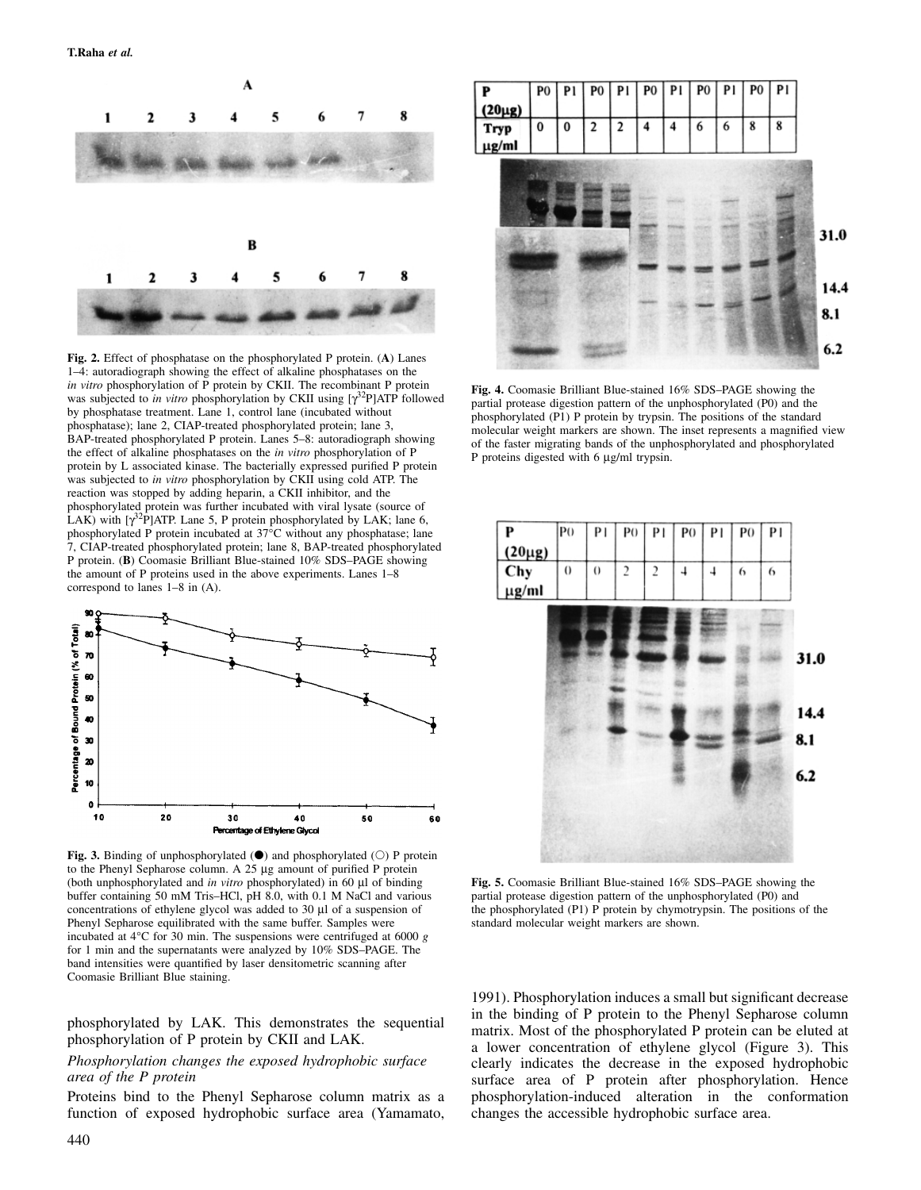**Fig. 2.** Effect of phosphatase on the phosphorylated P protein. (**A**) Lanes 1–4: autoradiograph showing the effect of alkaline phosphatases on the *in vitro* phosphorylation of P protein by CKII. The recombinant P protein was subjected to *in vitro* phosphorylation by CKII using [$\gamma^{32}$P]ATP followed by phosphatase treatment. Lane 1, control lane (incubated without phosphatase); lane 2, CIAP-treated phosphorylated protein; lane 3, BAP-treated phosphorylated P protein. Lanes 5–8: autoradiograph showing the effect of alkaline phosphatases on the *in vitro* phosphorylation of P protein by L associated kinase. The bacterially expressed purified P protein was subjected to *in vitro* phosphorylation by CKII using cold ATP. The reaction was stopped by adding heparin, a CKII inhibitor, and the phosphorylated protein was further incubated with viral lysate (source of LAK) with [$\gamma^{32}$P]ATP. Lane 5, P protein phosphorylated by LAK; lane 6, phosphorylated P protein incubated at 37°C without any phosphatase; lane 7, CIAP-treated phosphorylated protein; lane 8, BAP-treated phosphorylated P protein. (**B**) Coomasie Brilliant Blue-stained 10% SDS–PAGE showing the amount of P proteins used in the above experiments. Lanes 1–8 correspond to lanes 1–8 in (A).

**Fig. 3.** Binding of unphosphorylated (●) and phosphorylated (○) P protein to the Phenyl Sepharose column. A 25 μg amount of purified P protein (both unphosphorylated and *in vitro* phosphorylated) in 60 μl of binding buffer containing 50 mM Tris–HCl, pH 8.0, with 0.1 M NaCl and various concentrations of ethylene glycol was added to 30 μl of a suspension of Phenyl Sepharose equilibrated with the same buffer. Samples were incubated at 4°C for 30 min. The suspensions were centrifuged at 6000 *g* for 1 min and the supernatants were analyzed by 10% SDS–PAGE. The band intensities were quantified by laser densitometric scanning after Coomasie Brilliant Blue staining.

**Fig. 4.** Coomasie Brilliant Blue-stained 16% SDS–PAGE showing the partial protease digestion pattern of the unphosphorylated (P0) and the phosphorylated (P1) P protein by trypsin. The positions of the standard molecular weight markers are shown. The inset represents a magnified view of the faster migrating bands of the unphosphorylated and phosphorylated P proteins digested with 6 μg/ml trypsin.

**Fig. 5.** Coomasie Brilliant Blue-stained 16% SDS–PAGE showing the partial protease digestion pattern of the unphosphorylated (P0) and the phosphorylated (P1) P protein by chymotrypsin. The positions of the standard molecular weight markers are shown.

phosphorylated by LAK. This demonstrates the sequential phosphorylation of P protein by CKII and LAK.

### *Phosphorylation changes the exposed hydrophobic surface area of the P protein*

Proteins bind to the Phenyl Sepharose column matrix as a function of exposed hydrophobic surface area (Yamamato, 1991). Phosphorylation induces a small but significant decrease in the binding of P protein to the Phenyl Sepharose column matrix. Most of the phosphorylated P protein can be eluted at a lower concentration of ethylene glycol (Figure 3). This clearly indicates the decrease in the exposed hydrophobic surface area of P protein after phosphorylation. Hence phosphorylation-induced alteration in the conformation changes the accessible hydrophobic surface area.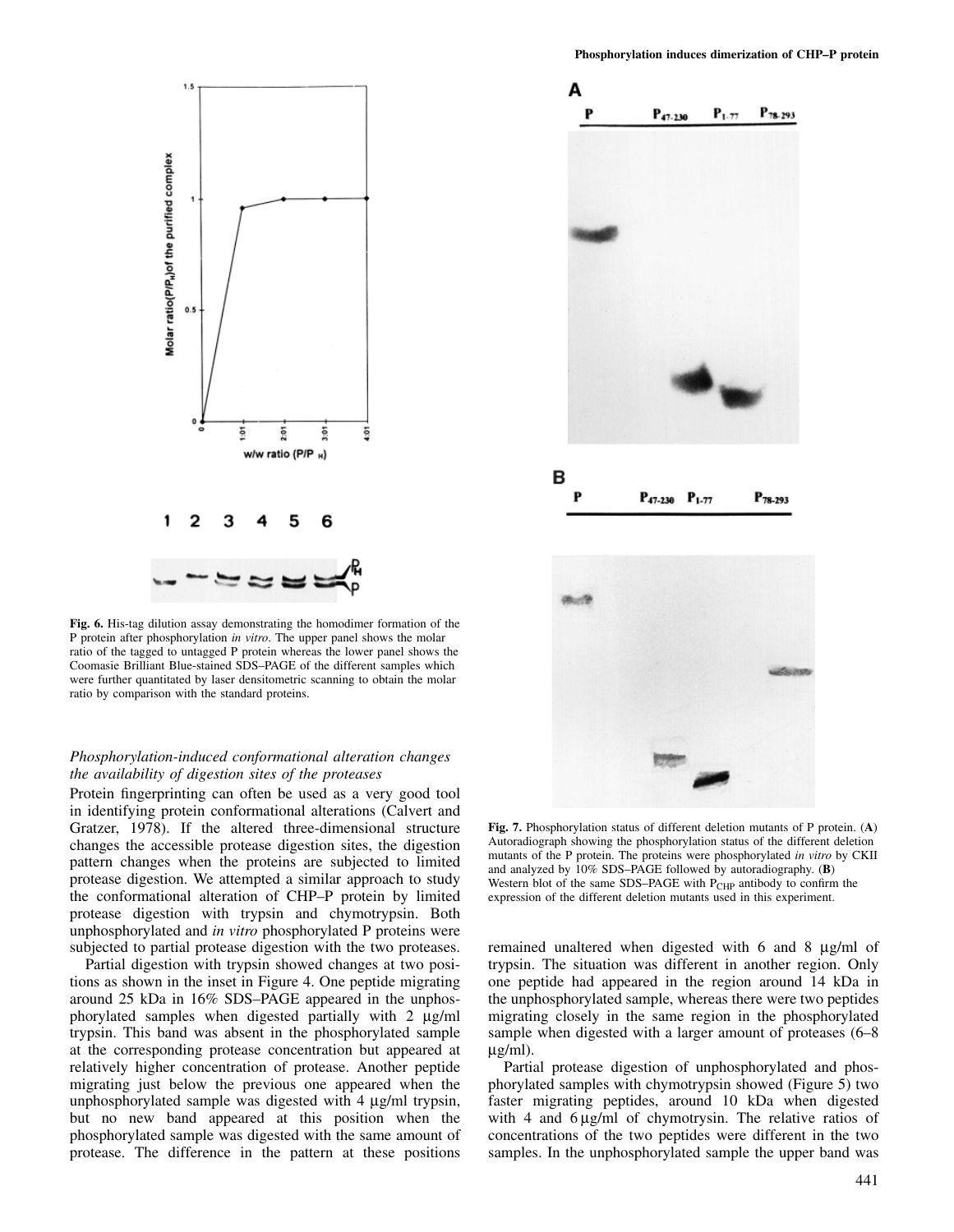**Fig. 6.** His-tag dilution assay demonstrating the homodimer formation of the P protein after phosphorylation *in vitro*. The upper panel shows the molar ratio of the tagged to untagged P protein whereas the lower panel shows the Coomasie Brilliant Blue-stained SDS–PAGE of the different samples which were further quantitated by laser densitometric scanning to obtain the molar ratio by comparison with the standard proteins.

**Fig. 7.** Phosphorylation status of different deletion mutants of P protein. (**A**) Autoradiograph showing the phosphorylation status of the different deletion mutants of the P protein. The proteins were phosphorylated *in vitro* by CKII and analyzed by 10% SDS–PAGE followed by autoradiography. (**B**) Western blot of the same SDS–PAGE with $P_{CHP}$ antibody to confirm the expression of the different deletion mutants used in this experiment.

### *Phosphorylation-induced conformational alteration changes the availability of digestion sites of the proteases*

Protein fingerprinting can often be used as a very good tool in identifying protein conformational alterations (Calvert and Gratzer, 1978). If the altered three-dimensional structure changes the accessible protease digestion sites, the digestion pattern changes when the proteins are subjected to limited protease digestion. We attempted a similar approach to study the conformational alteration of CHP–P protein by limited protease digestion with trypsin and chymotrypsin. Both unphosphorylated and *in vitro* phosphorylated P proteins were subjected to partial protease digestion with the two proteases.

Partial digestion with trypsin showed changes at two positions as shown in the inset in Figure 4. One peptide migrating around 25 kDa in 16% SDS–PAGE appeared in the unphosphorylated samples when digested partially with 2 µg/ml trypsin. This band was absent in the phosphorylated sample at the corresponding protease concentration but appeared at relatively higher concentration of protease. Another peptide migrating just below the previous one appeared when the unphosphorylated sample was digested with 4 µg/ml trypsin, but no new band appeared at this position when the phosphorylated sample was digested with the same amount of protease. The difference in the pattern at these positions remained unaltered when digested with 6 and 8 µg/ml of trypsin. The situation was different in another region. Only one peptide had appeared in the region around 14 kDa in the unphosphorylated sample, whereas there were two peptides migrating closely in the same region in the phosphorylated sample when digested with a larger amount of proteases (6–8 µg/ml).

Partial protease digestion of unphosphorylated and phosphorylated samples with chymotrypsin showed (Figure 5) two faster migrating peptides, around 10 kDa when digested with 4 and 6 µg/ml of chymotrysin. The relative ratios of concentrations of the two peptides were different in the two samples. In the unphosphorylated sample the upper band was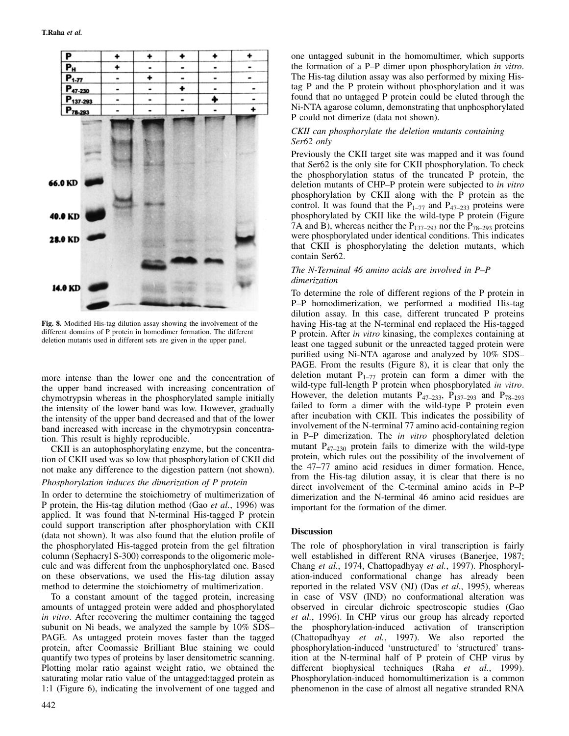| P | + | + | + | + | + |
|---|---|---|---|---|---|
| $P_H$ | + | - | - | - | - |
| $P_{1-77}$ | - | + | - | - | - |
| $P_{47-230}$ | - | - | + | - | - |
| $P_{137-293}$ | - | - | - | + | - |
| $P_{78-293}$ | - | - | - | - | + |

66.0 KD
40.0 KD
28.0 KD
14.0 KD

**Fig. 8.** Modified His-tag dilution assay showing the involvement of the different domains of P protein in homodimer formation. The different deletion mutants used in different sets are given in the upper panel.

more intense than the lower one and the concentration of the upper band increased with increasing concentration of chymotrypsin whereas in the phosphorylated sample initially the intensity of the lower band was low. However, gradually the intensity of the upper band decreased and that of the lower band increased with increase in the chymotrypsin concentration. This result is highly reproducible.

CKII is an autophosphorylating enzyme, but the concentration of CKII used was so low that phosphorylation of CKII did not make any difference to the digestion pattern (not shown).

*Phosphorylation induces the dimerization of P protein*

In order to determine the stoichiometry of multimerization of P protein, the His-tag dilution method (Gao *et al.*, 1996) was applied. It was found that N-terminal His-tagged P protein could support transcription after phosphorylation with CKII (data not shown). It was also found that the elution profile of the phosphorylated His-tagged protein from the gel filtration column (Sephacryl S-300) corresponds to the oligomeric molecule and was different from the unphosphorylated one. Based on these observations, we used the His-tag dilution assay method to determine the stoichiometry of multimerization.

To a constant amount of the tagged protein, increasing amounts of untagged protein were added and phosphorylated *in vitro*. After recovering the multimer containing the tagged subunit on Ni beads, we analyzed the sample by 10% SDS–PAGE. As untagged protein moves faster than the tagged protein, after Coomassie Brilliant Blue staining we could quantify two types of proteins by laser densitometric scanning. Plotting molar ratio against weight ratio, we obtained the saturating molar ratio value of the untagged:tagged protein as 1:1 (Figure 6), indicating the involvement of one tagged and one untagged subunit in the homomultimer, which supports the formation of a P–P dimer upon phosphorylation *in vitro*. The His-tag dilution assay was also performed by mixing His-tag P and the P protein without phosphorylation and it was found that no untagged P protein could be eluted through the Ni-NTA agarose column, demonstrating that unphosphorylated P could not dimerize (data not shown).

*CKII can phosphorylate the deletion mutants containing Ser62 only*

Previously the CKII target site was mapped and it was found that Ser62 is the only site for CKII phosphorylation. To check the phosphorylation status of the truncated P protein, the deletion mutants of CHP–P protein were subjected to *in vitro* phosphorylation by CKII along with the P protein as the control. It was found that the $P_{1-77}$ and $P_{47-233}$ proteins were phosphorylated by CKII like the wild-type P protein (Figure 7A and B), whereas neither the $P_{137-293}$ nor the $P_{78-293}$ proteins were phosphorylated under identical conditions. This indicates that CKII is phosphorylating the deletion mutants, which contain Ser62.

*The N-Terminal 46 amino acids are involved in P–P dimerization*

To determine the role of different regions of the P protein in P–P homodimerization, we performed a modified His-tag dilution assay. In this case, different truncated P proteins having His-tag at the N-terminal end replaced the His-tagged P protein. After *in vitro* kinasing, the complexes containing at least one tagged subunit or the unreacted tagged protein were purified using Ni-NTA agarose and analyzed by 10% SDS–PAGE. From the results (Figure 8), it is clear that only the deletion mutant $P_{1-77}$ protein can form a dimer with the wild-type full-length P protein when phosphorylated *in vitro*. However, the deletion mutants $P_{47-233}$, $P_{137-293}$ and $P_{78-293}$ failed to form a dimer with the wild-type P protein even after incubation with CKII. This indicates the possibility of involvement of the N-terminal 77 amino acid-containing region in P–P dimerization. The *in vitro* phosphorylated deletion mutant $P_{47-230}$ protein fails to dimerize with the wild-type protein, which rules out the possibility of the involvement of the 47–77 amino acid residues in dimer formation. Hence, from the His-tag dilution assay, it is clear that there is no direct involvement of the C-terminal amino acids in P–P dimerization and the N-terminal 46 amino acid residues are important for the formation of the dimer.

## Discussion

The role of phosphorylation in viral transcription is fairly well established in different RNA viruses (Banerjee, 1987; Chang *et al.*, 1974, Chattopadhyay *et al.*, 1997). Phosphorylation-induced conformational change has already been reported in the related VSV (NJ) (Das *et al.*, 1995), whereas in case of VSV (IND) no conformational alteration was observed in circular dichroic spectroscopic studies (Gao *et al.*, 1996). In CHP virus our group has already reported the phosphorylation-induced activation of transcription (Chattopadhyay *et al.*, 1997). We also reported the phosphorylation-induced 'unstructured' to 'structured' transition at the N-terminal half of P protein of CHP virus by different biophysical techniques (Raha *et al.*, 1999). Phosphorylation-induced homomultimerization is a common phenomenon in the case of almost all negative stranded RNA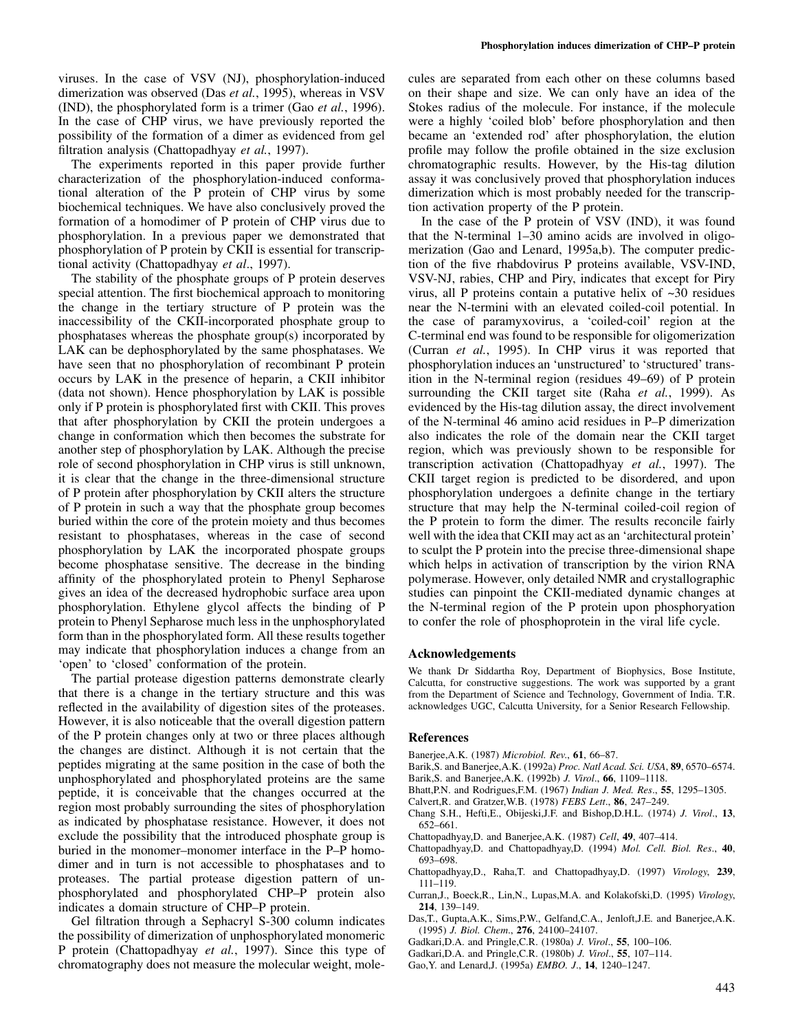viruses. In the case of VSV (NJ), phosphorylation-induced dimerization was observed (Das *et al.*, 1995), whereas in VSV (IND), the phosphorylated form is a trimer (Gao *et al.*, 1996). In the case of CHP virus, we have previously reported the possibility of the formation of a dimer as evidenced from gel filtration analysis (Chattopadhyay *et al.*, 1997).

The experiments reported in this paper provide further characterization of the phosphorylation-induced conformational alteration of the P protein of CHP virus by some biochemical techniques. We have also conclusively proved the formation of a homodimer of P protein of CHP virus due to phosphorylation. In a previous paper we demonstrated that phosphorylation of P protein by CKII is essential for transcriptional activity (Chattopadhyay *et al*., 1997).

The stability of the phosphate groups of P protein deserves special attention. The first biochemical approach to monitoring the change in the tertiary structure of P protein was the inaccessibility of the CKII-incorporated phosphate group to phosphatases whereas the phosphate group(s) incorporated by LAK can be dephosphorylated by the same phosphatases. We have seen that no phosphorylation of recombinant P protein occurs by LAK in the presence of heparin, a CKII inhibitor (data not shown). Hence phosphorylation by LAK is possible only if P protein is phosphorylated first with CKII. This proves that after phosphorylation by CKII the protein undergoes a change in conformation which then becomes the substrate for another step of phosphorylation by LAK. Although the precise role of second phosphorylation in CHP virus is still unknown, it is clear that the change in the three-dimensional structure of P protein after phosphorylation by CKII alters the structure of P protein in such a way that the phosphate group becomes buried within the core of the protein moiety and thus becomes resistant to phosphatases, whereas in the case of second phosphorylation by LAK the incorporated phospate groups become phosphatase sensitive. The decrease in the binding affinity of the phosphorylated protein to Phenyl Sepharose gives an idea of the decreased hydrophobic surface area upon phosphorylation. Ethylene glycol affects the binding of P protein to Phenyl Sepharose much less in the unphosphorylated form than in the phosphorylated form. All these results together may indicate that phosphorylation induces a change from an 'open' to 'closed' conformation of the protein.

The partial protease digestion patterns demonstrate clearly that there is a change in the tertiary structure and this was reflected in the availability of digestion sites of the proteases. However, it is also noticeable that the overall digestion pattern of the P protein changes only at two or three places although the changes are distinct. Although it is not certain that the peptides migrating at the same position in the case of both the unphosphorylated and phosphorylated proteins are the same peptide, it is conceivable that the changes occurred at the region most probably surrounding the sites of phosphorylation as indicated by phosphatase resistance. However, it does not exclude the possibility that the introduced phosphate group is buried in the monomer–monomer interface in the P–P homodimer and in turn is not accessible to phosphatases and to proteases. The partial protease digestion pattern of unphosphorylated and phosphorylated CHP–P protein also indicates a domain structure of CHP–P protein.

Gel filtration through a Sephacryl S-300 column indicates the possibility of dimerization of unphosphorylated monomeric P protein (Chattopadhyay *et al.*, 1997). Since this type of chromatography does not measure the molecular weight, molecules are separated from each other on these columns based on their shape and size. We can only have an idea of the Stokes radius of the molecule. For instance, if the molecule were a highly 'coiled blob' before phosphorylation and then became an 'extended rod' after phosphorylation, the elution profile may follow the profile obtained in the size exclusion chromatographic results. However, by the His-tag dilution assay it was conclusively proved that phosphorylation induces dimerization which is most probably needed for the transcription activation property of the P protein.

In the case of the P protein of VSV (IND), it was found that the N-terminal 1–30 amino acids are involved in oligomerization (Gao and Lenard, 1995a,b). The computer prediction of the five rhabdovirus P proteins available, VSV-IND, VSV-NJ, rabies, CHP and Piry, indicates that except for Piry virus, all P proteins contain a putative helix of ~30 residues near the N-termini with an elevated coiled-coil potential. In the case of paramyxovirus, a 'coiled-coil' region at the C-terminal end was found to be responsible for oligomerization (Curran *et al.*, 1995). In CHP virus it was reported that phosphorylation induces an 'unstructured' to 'structured' transition in the N-terminal region (residues 49–69) of P protein surrounding the CKII target site (Raha *et al.*, 1999). As evidenced by the His-tag dilution assay, the direct involvement of the N-terminal 46 amino acid residues in P–P dimerization also indicates the role of the domain near the CKII target region, which was previously shown to be responsible for transcription activation (Chattopadhyay *et al.*, 1997). The CKII target region is predicted to be disordered, and upon phosphorylation undergoes a definite change in the tertiary structure that may help the N-terminal coiled-coil region of the P protein to form the dimer. The results reconcile fairly well with the idea that CKII may act as an 'architectural protein' to sculpt the P protein into the precise three-dimensional shape which helps in activation of transcription by the virion RNA polymerase. However, only detailed NMR and crystallographic studies can pinpoint the CKII-mediated dynamic changes at the N-terminal region of the P protein upon phosphoryation to confer the role of phosphoprotein in the viral life cycle.

## Acknowledgements

We thank Dr Siddartha Roy, Department of Biophysics, Bose Institute, Calcutta, for constructive suggestions. The work was supported by a grant from the Department of Science and Technology, Government of India. T.R. acknowledges UGC, Calcutta University, for a Senior Research Fellowship.

## References

Banerjee,A.K. (1987) *Microbiol. Rev.*, **61**, 66–87.

Barik,S. and Banerjee,A.K. (1992a) *Proc. Natl Acad. Sci. USA*, **89**, 6570–6574.

Barik,S. and Banerjee,A.K. (1992b) *J. Virol*., **66**, 1109–1118.

Bhatt,P.N. and Rodrigues,F.M. (1967) *Indian J. Med. Res*., **55**, 1295–1305.

Calvert,R. and Gratzer,W.B. (1978) *FEBS Lett*., **86**, 247–249.

Chang S.H., Hefti,E., Obijeski,J.F. and Bishop,D.H.L. (1974) *J. Virol*., **13**, 652–661.

Chattopadhyay,D. and Banerjee,A.K. (1987) *Cell*, **49**, 407–414.

Chattopadhyay,D. and Chattopadhyay,D. (1994) *Mol. Cell. Biol. Res*., **40**, 693–698.

Chattopadhyay,D., Raha,T. and Chattopadhyay,D. (1997) *Virology*, **239**, 111–119.

Curran,J., Boeck,R., Lin,N., Lupas,M.A. and Kolakofski,D. (1995) *Virology*, **214**, 139–149.

Das,T., Gupta,A.K., Sims,P.W., Gelfand,C.A., Jenloft,J.E. and Banerjee,A.K. (1995) *J. Biol. Chem*., **276**, 24100–24107.

Gadkari,D.A. and Pringle,C.R. (1980a) *J. Virol*., **55**, 100–106.

Gadkari,D.A. and Pringle,C.R. (1980b) *J. Virol*., **55**, 107–114.

Gao,Y. and Lenard,J. (1995a) *EMBO. J*., **14**, 1240–1247.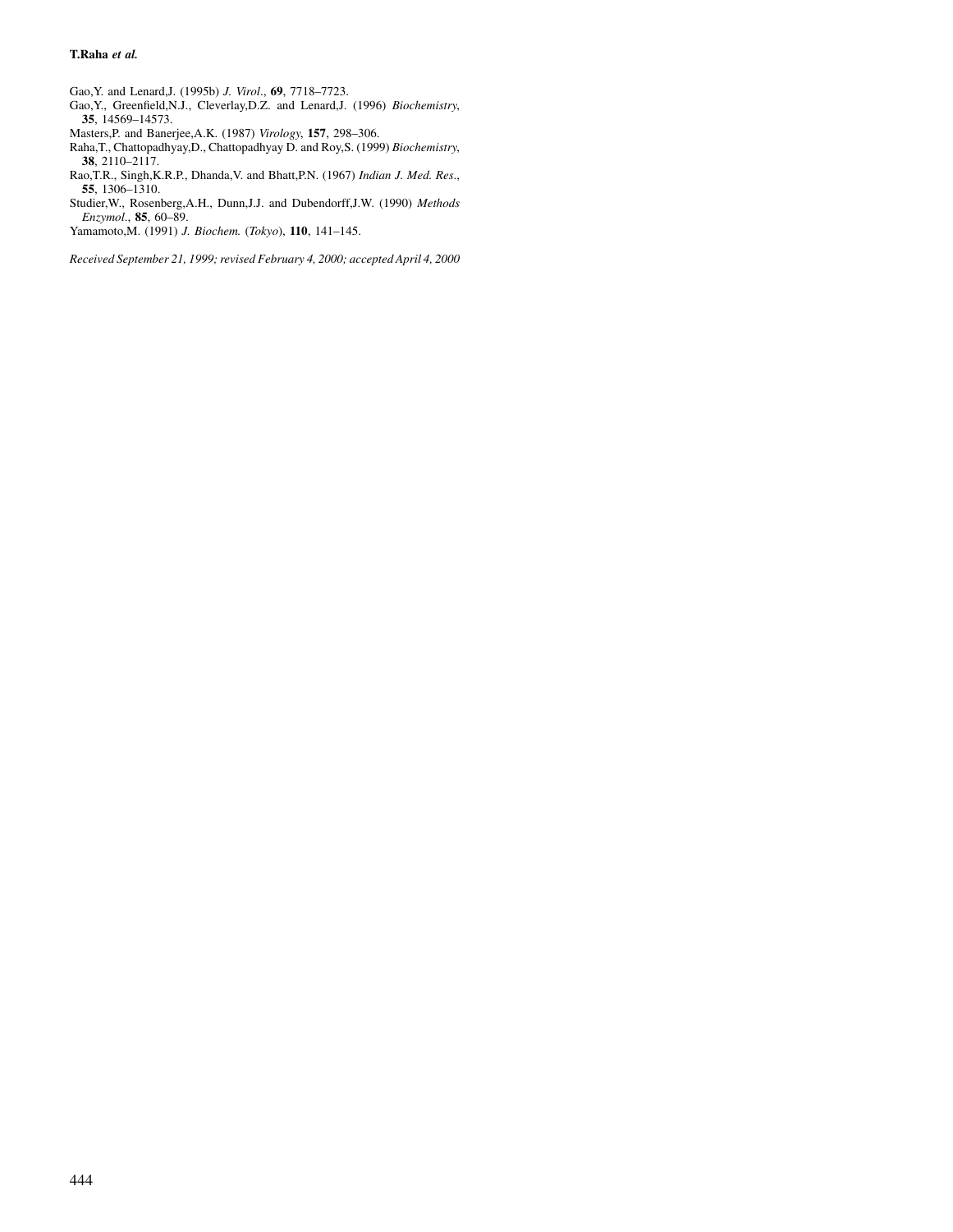Gao,Y. and Lenard,J. (1995b) *J. Virol*., **69**, 7718–7723.

Gao,Y., Greenfield,N.J., Cleverlay,D.Z. and Lenard,J. (1996) *Biochemistry*, **35**, 14569–14573.

Masters,P. and Banerjee,A.K. (1987) *Virology*, **157**, 298–306.

Raha,T., Chattopadhyay,D., Chattopadhyay D. and Roy,S. (1999) *Biochemistry*, **38**, 2110–2117.

Rao,T.R., Singh,K.R.P., Dhanda,V. and Bhatt,P.N. (1967) *Indian J. Med. Res*., **55**, 1306–1310.

Studier,W., Rosenberg,A.H., Dunn,J.J. and Dubendorff,J.W. (1990) *Methods Enzymol*., **85**, 60–89.

Yamamoto,M. (1991) *J. Biochem.* (*Tokyo*), **110**, 141–145.

*Received September 21, 1999; revised February 4, 2000; accepted April 4, 2000*